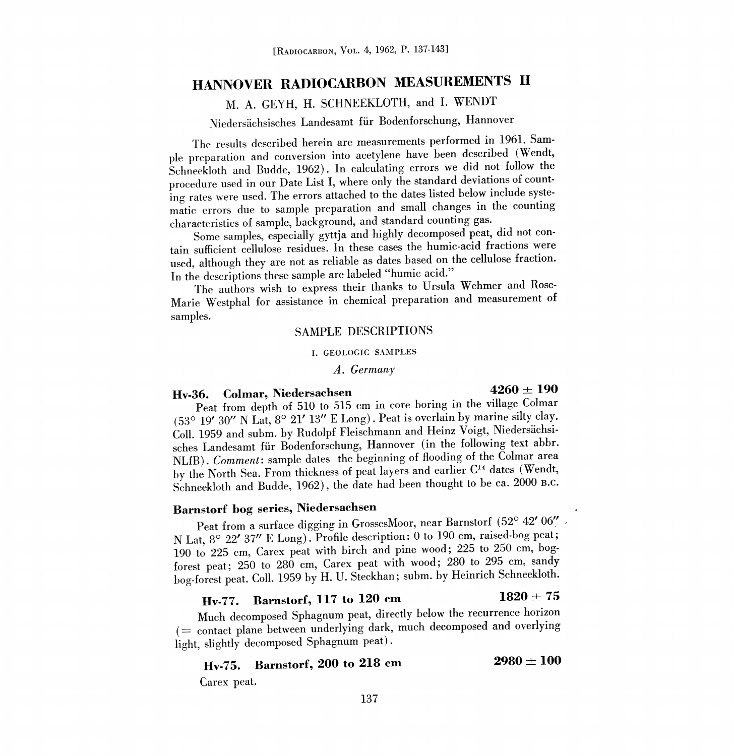[Radiocarbon, Vol. 4, 1962, P. 137-143]

# HANNOVER RADIOCARBON MEASUREMENTS II

M. A. GEYH, H. SCHNEEKLOTH, and I. WENDT

Niedersächsisches Landesamt für Bodenforschung, Hannover

The results described herein are measurements performed in 1961. Sample preparation and conversion into acetylene have been described (Wendt, Schneekloth and Budde, 1962). In calculating errors we did not follow the procedure used in our Date List I, where only the standard deviations of counting rates were used. The errors attached to the dates listed below include systematic errors due to sample preparation and small changes in the counting characteristics of sample, background, and standard counting gas.

Some samples, especially gyttja and highly decomposed peat, did not contain sufficient cellulose residues. In these cases the humic-acid fractions were used, although they are not as reliable as dates based on the cellulose fraction. In the descriptions these sample are labeled "humic acid."

The authors wish to express their thanks to Ursula Wehmer and Rose-Marie Westphal for assistance in chemical preparation and measurement of samples.

## SAMPLE DESCRIPTIONS

### I. GEOLOGIC SAMPLES

#### *A. Germany*

**Hv-36. Colmar, Niedersachsen** **4260 ± 190**

Peat from depth of 510 to 515 cm in core boring in the village Colmar (53° 19′ 30″ N Lat, 8° 21′ 13″ E Long). Peat is overlain by marine silty clay. Coll. 1959 and subm. by Rudolpf Fleischmann and Heinz Voigt, Niedersächsisches Landesamt für Bodenforschung, Hannover (in the following text abbr. NLfB). *Comment*: sample dates the beginning of flooding of the Colmar area by the North Sea. From thickness of peat layers and earlier $C^{14}$ dates (Wendt, Schneekloth and Budde, 1962), the date had been thought to be ca. 2000 B.C.

**Barnstorf bog series, Niedersachsen**

Peat from a surface digging in GrossesMoor, near Barnstorf (52° 42′ 06″ N Lat, 8° 22′ 37″ E Long). Profile description: 0 to 190 cm, raised-bog peat; 190 to 225 cm, Carex peat with birch and pine wood; 225 to 250 cm, bog-forest peat; 250 to 280 cm, Carex peat with wood; 280 to 295 cm, sandy bog-forest peat. Coll. 1959 by H. U. Steckhan; subm. by Heinrich Schneekloth.

**Hv-77. Barnstorf, 117 to 120 cm** **1820 ± 75**

Much decomposed Sphagnum peat, directly below the recurrence horizon (= contact plane between underlying dark, much decomposed and overlying light, slightly decomposed Sphagnum peat).

**Hv-75. Barnstorf, 200 to 218 cm** **2980 ± 100**

Carex peat.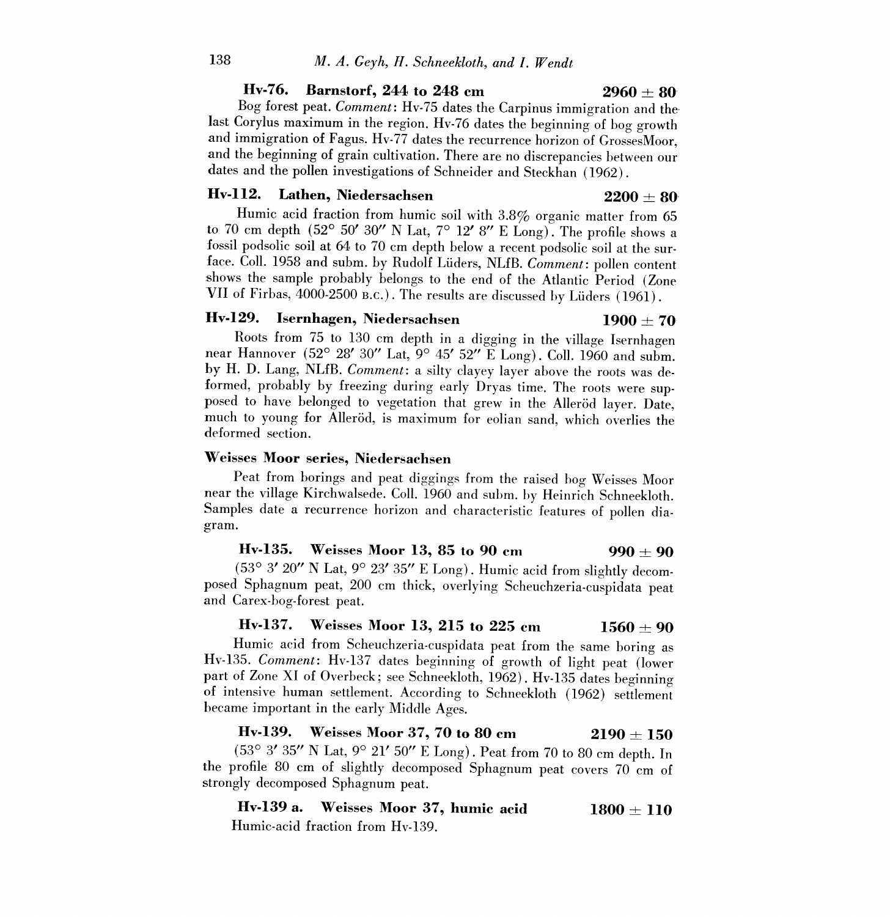### Hv-76. Barnstorf, 244 to 248 cm — 2960 ± 80

Bog forest peat. *Comment*: Hv-75 dates the Carpinus immigration and the last Corylus maximum in the region. Hv-76 dates the beginning of bog growth and immigration of Fagus. Hv-77 dates the recurrence horizon of GrossesMoor, and the beginning of grain cultivation. There are no discrepancies between our dates and the pollen investigations of Schneider and Steckhan (1962).

### Hv-112. Lathen, Niedersachsen — 2200 ± 80

Humic acid fraction from humic soil with 3.8% organic matter from 65 to 70 cm depth (52° 50′ 30″ N Lat, 7° 12′ 8″ E Long). The profile shows a fossil podsolic soil at 64 to 70 cm depth below a recent podsolic soil at the surface. Coll. 1958 and subm. by Rudolf Lüders, NLfB. *Comment*: pollen content shows the sample probably belongs to the end of the Atlantic Period (Zone VII of Firbas, 4000-2500 B.C.). The results are discussed by Lüders (1961).

### Hv-129. Isernhagen, Niedersachsen — 1900 ± 70

Roots from 75 to 130 cm depth in a digging in the village Isernhagen near Hannover (52° 28′ 30″ Lat, 9° 45′ 52″ E Long). Coll. 1960 and subm. by H. D. Lang, NLfB. *Comment*: a silty clayey layer above the roots was deformed, probably by freezing during early Dryas time. The roots were supposed to have belonged to vegetation that grew in the Alleröd layer. Date, much to young for Alleröd, is maximum for eolian sand, which overlies the deformed section.

### Weisses Moor series, Niedersachsen

Peat from borings and peat diggings from the raised bog Weisses Moor near the village Kirchwalsede. Coll. 1960 and subm. by Heinrich Schneekloth. Samples date a recurrence horizon and characteristic features of pollen diagram.

#### Hv-135. Weisses Moor 13, 85 to 90 cm — 990 ± 90

(53° 3′ 20″ N Lat, 9° 23′ 35″ E Long). Humic acid from slightly decomposed Sphagnum peat, 200 cm thick, overlying Scheuchzeria-cuspidata peat and Carex-bog-forest peat.

#### Hv-137. Weisses Moor 13, 215 to 225 cm — 1560 ± 90

Humic acid from Scheuchzeria-cuspidata peat from the same boring as Hv-135. *Comment*: Hv-137 dates beginning of growth of light peat (lower part of Zone XI of Overbeck; see Schneekloth, 1962). Hv-135 dates beginning of intensive human settlement. According to Schneekloth (1962) settlement became important in the early Middle Ages.

#### Hv-139. Weisses Moor 37, 70 to 80 cm — 2190 ± 150

(53° 3′ 35″ N Lat, 9° 21′ 50″ E Long). Peat from 70 to 80 cm depth. In the profile 80 cm of slightly decomposed Sphagnum peat covers 70 cm of strongly decomposed Sphagnum peat.

#### Hv-139 a. Weisses Moor 37, humic acid — 1800 ± 110

Humic-acid fraction from Hv-139.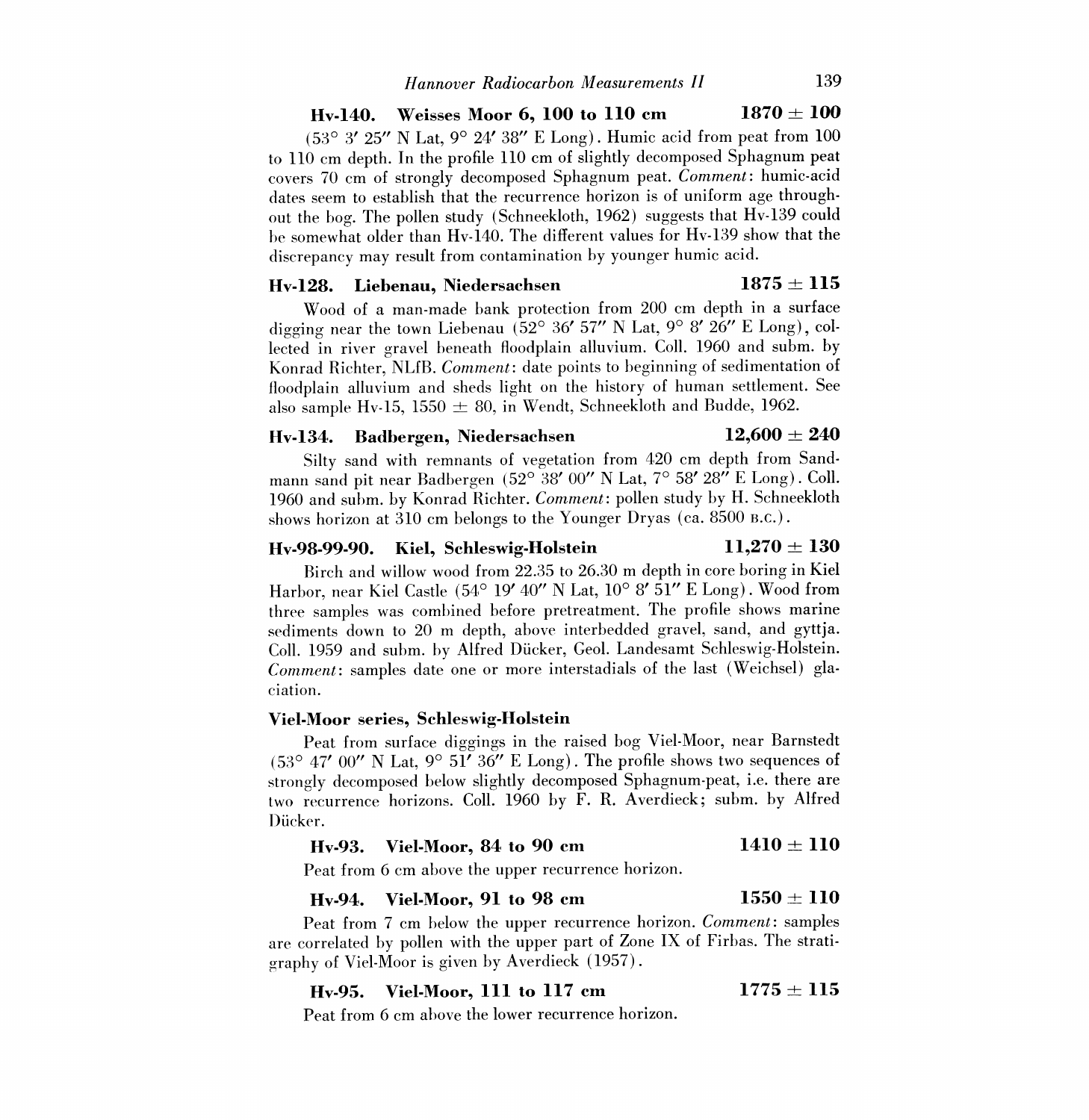### Hv-140. Weisses Moor 6, 100 to 110 cm — 1870 ± 100

(53° 3′ 25″ N Lat, 9° 24′ 38″ E Long). Humic acid from peat from 100 to 110 cm depth. In the profile 110 cm of slightly decomposed Sphagnum peat covers 70 cm of strongly decomposed Sphagnum peat. *Comment*: humic-acid dates seem to establish that the recurrence horizon is of uniform age throughout the bog. The pollen study (Schneekloth, 1962) suggests that Hv-139 could be somewhat older than Hv-140. The different values for Hv-139 show that the discrepancy may result from contamination by younger humic acid.

### Hv-128. Liebenau, Niedersachsen — 1875 ± 115

Wood of a man-made bank protection from 200 cm depth in a surface digging near the town Liebenau (52° 36′ 57″ N Lat, 9° 8′ 26″ E Long), collected in river gravel beneath floodplain alluvium. Coll. 1960 and subm. by Konrad Richter, NLfB. *Comment*: date points to beginning of sedimentation of floodplain alluvium and sheds light on the history of human settlement. See also sample Hv-15, 1550 ± 80, in Wendt, Schneekloth and Budde, 1962.

### Hv-134. Badbergen, Niedersachsen — 12,600 ± 240

Silty sand with remnants of vegetation from 420 cm depth from Sandmann sand pit near Badbergen (52° 38′ 00″ N Lat, 7° 58′ 28″ E Long). Coll. 1960 and subm. by Konrad Richter. *Comment*: pollen study by H. Schneekloth shows horizon at 310 cm belongs to the Younger Dryas (ca. 8500 B.C.).

### Hv-98-99-90. Kiel, Schleswig-Holstein — 11,270 ± 130

Birch and willow wood from 22.35 to 26.30 m depth in core boring in Kiel Harbor, near Kiel Castle (54° 19′ 40″ N Lat, 10° 8′ 51″ E Long). Wood from three samples was combined before pretreatment. The profile shows marine sediments down to 20 m depth, above interbedded gravel, sand, and gyttja. Coll. 1959 and subm. by Alfred Dücker, Geol. Landesamt Schleswig-Holstein. *Comment*: samples date one or more interstadials of the last (Weichsel) glaciation.

### Viel-Moor series, Schleswig-Holstein

Peat from surface diggings in the raised bog Viel-Moor, near Barnstedt (53° 47′ 00″ N Lat, 9° 51′ 36″ E Long). The profile shows two sequences of strongly decomposed below slightly decomposed Sphagnum-peat, i.e. there are two recurrence horizons. Coll. 1960 by F. R. Averdieck; subm. by Alfred Dücker.

#### Hv-93. Viel-Moor, 84 to 90 cm — 1410 ± 110

Peat from 6 cm above the upper recurrence horizon.

#### Hv-94. Viel-Moor, 91 to 98 cm — 1550 ± 110

Peat from 7 cm below the upper recurrence horizon. *Comment*: samples are correlated by pollen with the upper part of Zone IX of Firbas. The stratigraphy of Viel-Moor is given by Averdieck (1957).

#### Hv-95. Viel-Moor, 111 to 117 cm — 1775 ± 115

Peat from 6 cm above the lower recurrence horizon.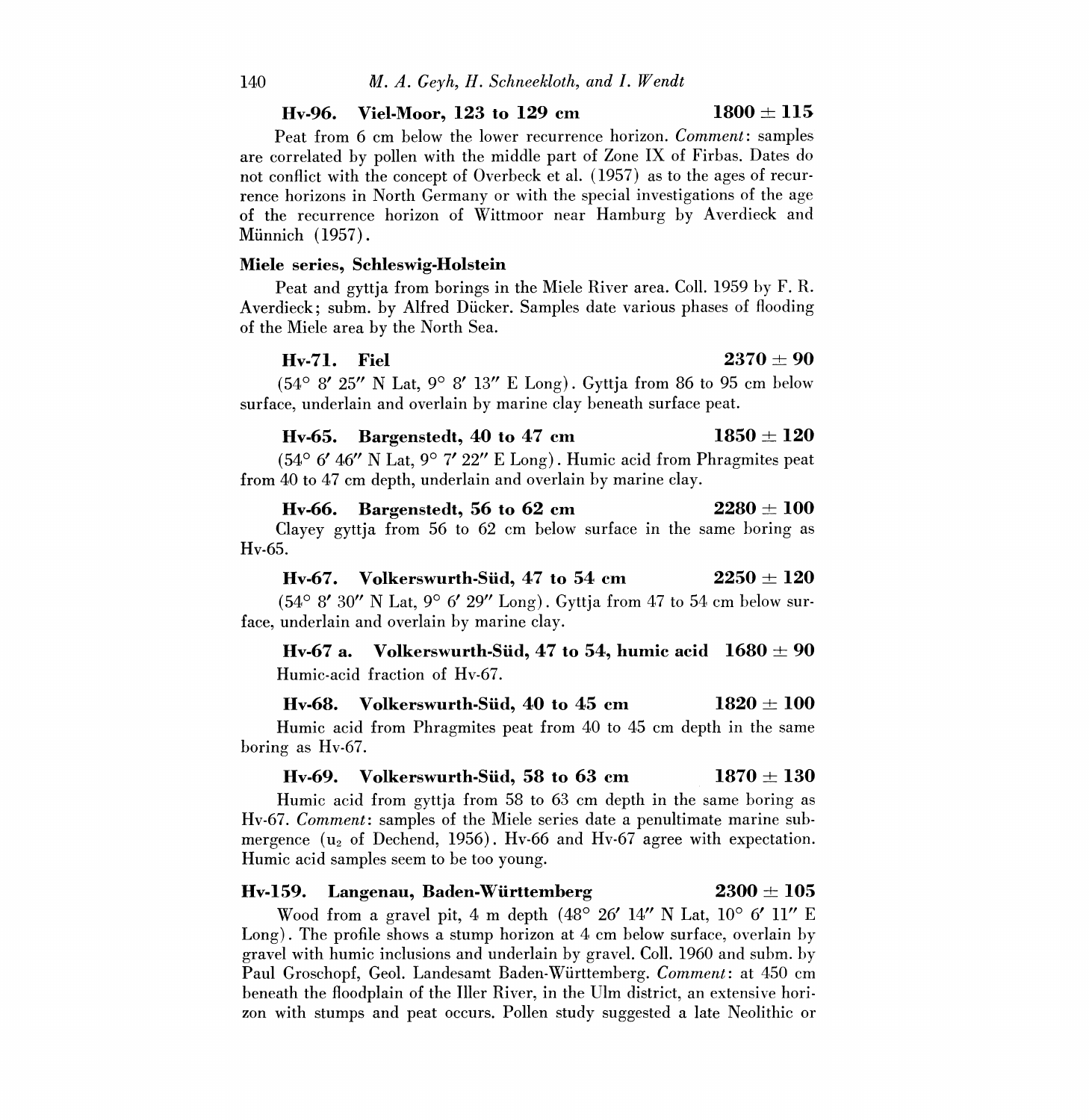**Hv-96. Viel-Moor, 123 to 129 cm** **1800 ± 115**

Peat from 6 cm below the lower recurrence horizon. *Comment*: samples are correlated by pollen with the middle part of Zone IX of Firbas. Dates do not conflict with the concept of Overbeck et al. (1957) as to the ages of recurrence horizons in North Germany or with the special investigations of the age of the recurrence horizon of Wittmoor near Hamburg by Averdieck and Münnich (1957).

**Miele series, Schleswig-Holstein**

Peat and gyttja from borings in the Miele River area. Coll. 1959 by F. R. Averdieck; subm. by Alfred Dücker. Samples date various phases of flooding of the Miele area by the North Sea.

**Hv-71. Fiel** **2370 ± 90**

(54° 8′ 25″ N Lat, 9° 8′ 13″ E Long). Gyttja from 86 to 95 cm below surface, underlain and overlain by marine clay beneath surface peat.

**Hv-65. Bargenstedt, 40 to 47 cm** **1850 ± 120**

(54° 6′ 46″ N Lat, 9° 7′ 22″ E Long). Humic acid from Phragmites peat from 40 to 47 cm depth, underlain and overlain by marine clay.

**Hv-66. Bargenstedt, 56 to 62 cm** **2280 ± 100**

Clayey gyttja from 56 to 62 cm below surface in the same boring as Hv-65.

**Hv-67. Volkerswurth-Süd, 47 to 54 cm** **2250 ± 120**

(54° 8′ 30″ N Lat, 9° 6′ 29″ Long). Gyttja from 47 to 54 cm below surface, underlain and overlain by marine clay.

**Hv-67 a. Volkerswurth-Süd, 47 to 54, humic acid** **1680 ± 90**

Humic-acid fraction of Hv-67.

**Hv-68. Volkerswurth-Süd, 40 to 45 cm** **1820 ± 100**

Humic acid from Phragmites peat from 40 to 45 cm depth in the same boring as Hv-67.

**Hv-69. Volkerswurth-Süd, 58 to 63 cm** **1870 ± 130**

Humic acid from gyttja from 58 to 63 cm depth in the same boring as Hv-67. *Comment*: samples of the Miele series date a penultimate marine submergence ($u_2$ of Dechend, 1956). Hv-66 and Hv-67 agree with expectation. Humic acid samples seem to be too young.

**Hv-159. Langenau, Baden-Württemberg** **2300 ± 105**

Wood from a gravel pit, 4 m depth (48° 26′ 14″ N Lat, 10° 6′ 11″ E Long). The profile shows a stump horizon at 4 cm below surface, overlain by gravel with humic inclusions and underlain by gravel. Coll. 1960 and subm. by Paul Groschopf, Geol. Landesamt Baden-Württemberg. *Comment*: at 450 cm beneath the floodplain of the Iller River, in the Ulm district, an extensive horizon with stumps and peat occurs. Pollen study suggested a late Neolithic or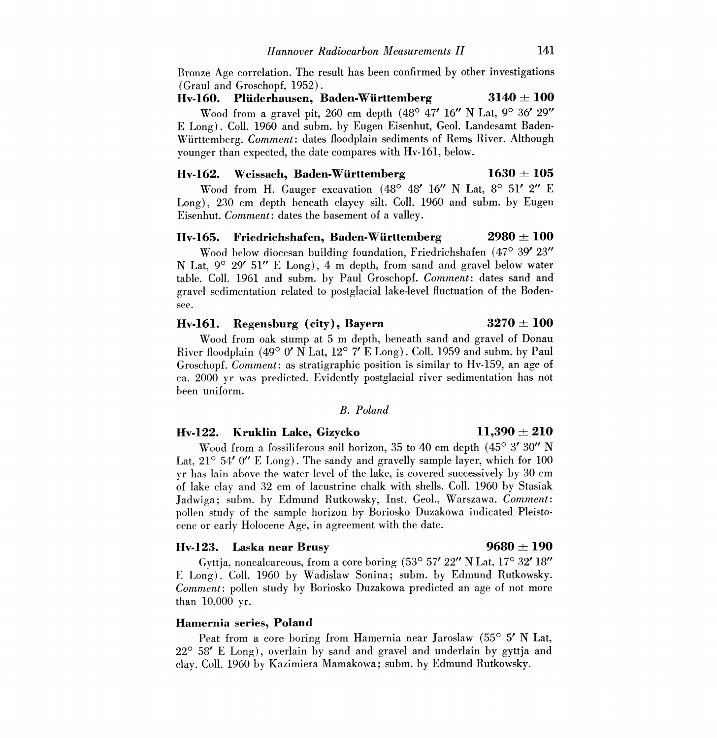Bronze Age correlation. The result has been confirmed by other investigations (Graul and Groschopf, 1952).

### Hv-160. Plüderhausen, Baden-Württemberg — 3140 ± 100

Wood from a gravel pit, 260 cm depth (48° 47′ 16″ N Lat, 9° 36′ 29″ E Long). Coll. 1960 and subm. by Eugen Eisenhut, Geol. Landesamt Baden-Württemberg. *Comment*: dates floodplain sediments of Rems River. Although younger than expected, the date compares with Hv-161, below.

### Hv-162. Weissach, Baden-Württemberg — 1630 ± 105

Wood from H. Gauger excavation (48° 48′ 16″ N Lat, 8° 51′ 2″ E Long), 230 cm depth beneath clayey silt. Coll. 1960 and subm. by Eugen Eisenhut. *Comment*: dates the basement of a valley.

### Hv-165. Friedrichshafen, Baden-Württemberg — 2980 ± 100

Wood below diocesan building foundation, Friedrichshafen (47° 39′ 23″ N Lat, 9° 29′ 51″ E Long), 4 m depth, from sand and gravel below water table. Coll. 1961 and subm. by Paul Groschopf. *Comment*: dates sand and gravel sedimentation related to postglacial lake-level fluctuation of the Bodensee.

### Hv-161. Regensburg (city), Bayern — 3270 ± 100

Wood from oak stump at 5 m depth, beneath sand and gravel of Donau River floodplain (49° 0′ N Lat, 12° 7′ E Long). Coll. 1959 and subm. by Paul Groschopf. *Comment*: as stratigraphic position is similar to Hv-159, an age of ca. 2000 yr was predicted. Evidently postglacial river sedimentation has not been uniform.

## *B. Poland*

### Hv-122. Kruklin Lake, Gizycko — 11,390 ± 210

Wood from a fossiliferous soil horizon, 35 to 40 cm depth (45° 3′ 30″ N Lat, 21° 54′ 0″ E Long). The sandy and gravelly sample layer, which for 100 yr has lain above the water level of the lake, is covered successively by 30 cm of lake clay and 32 cm of lacustrine chalk with shells. Coll. 1960 by Stasiak Jadwiga; subm. by Edmund Rutkowsky, Inst. Geol., Warszawa. *Comment*: pollen study of the sample horizon by Boriosko Duzakowa indicated Pleistocene or early Holocene Age, in agreement with the date.

### Hv-123. Laska near Brusy — 9680 ± 190

Gyttja, noncalcareous, from a core boring (53° 57′ 22″ N Lat, 17° 32′ 18″ E Long). Coll. 1960 by Wadislaw Sonina; subm. by Edmund Rutkowsky. *Comment*: pollen study by Boriosko Duzakowa predicted an age of not more than 10,000 yr.

### Hamernia series, Poland

Peat from a core boring from Hamernia near Jaroslaw (55° 5′ N Lat, 22° 58′ E Long), overlain by sand and gravel and underlain by gyttja and clay. Coll. 1960 by Kazimiera Mamakowa; subm. by Edmund Rutkowsky.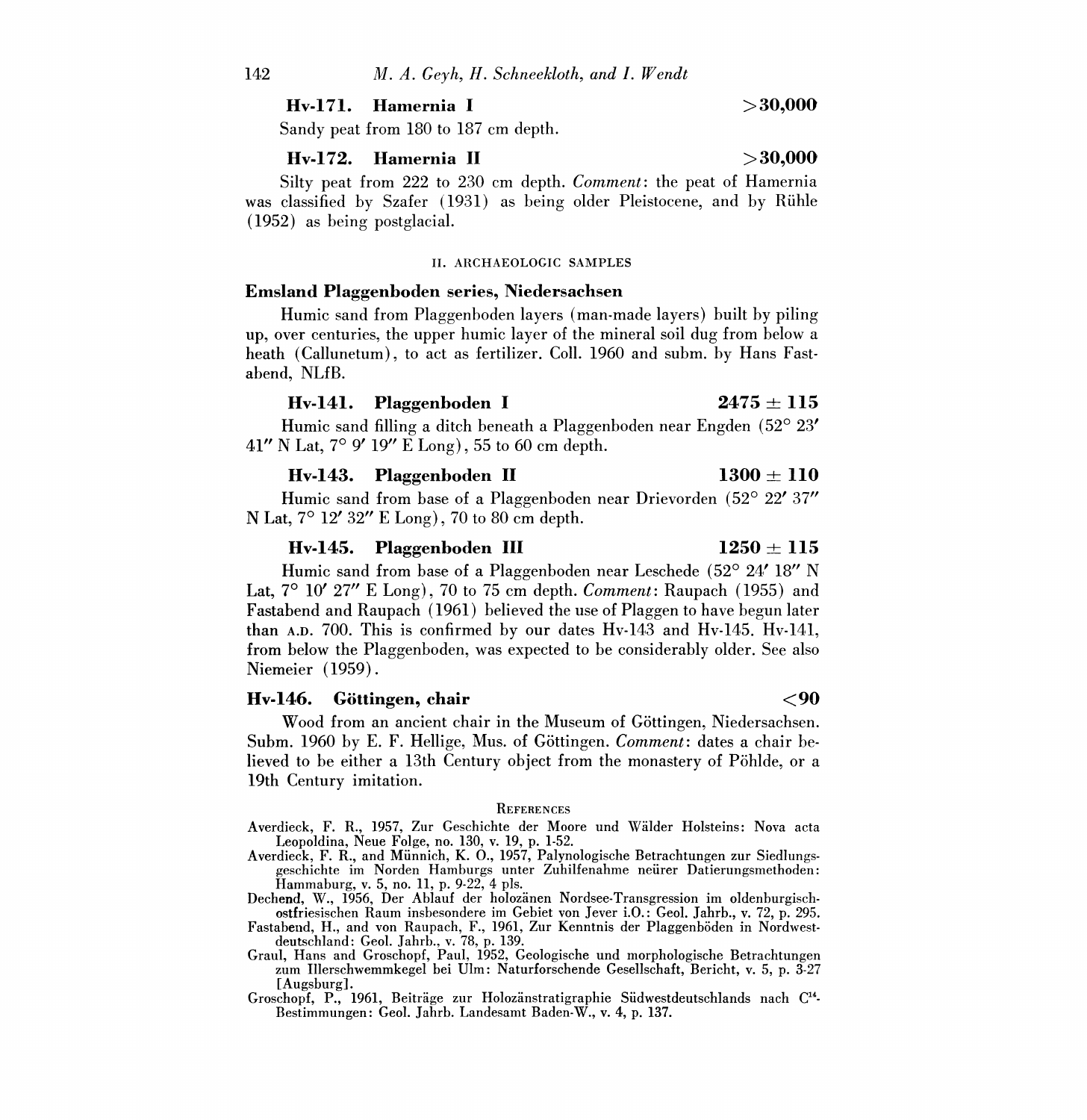### Hv-171. Hamernia I $>30,000$

Sandy peat from 180 to 187 cm depth.

### Hv-172. Hamernia II $>30,000$

Silty peat from 222 to 230 cm depth. *Comment*: the peat of Hamernia was classified by Szafer (1931) as being older Pleistocene, and by Rühle (1952) as being postglacial.

## II. ARCHAEOLOGIC SAMPLES

### Emsland Plaggenboden series, Niedersachsen

Humic sand from Plaggenboden layers (man-made layers) built by piling up, over centuries, the upper humic layer of the mineral soil dug from below a heath (Callunetum), to act as fertilizer. Coll. 1960 and subm. by Hans Fastabend, NLfB.

### Hv-141. Plaggenboden I $2475 \pm 115$

Humic sand filling a ditch beneath a Plaggenboden near Engden (52° 23′ 41″ N Lat, 7° 9′ 19″ E Long), 55 to 60 cm depth.

### Hv-143. Plaggenboden II $1300 \pm 110$

Humic sand from base of a Plaggenboden near Drievorden (52° 22′ 37″ N Lat, 7° 12′ 32″ E Long), 70 to 80 cm depth.

### Hv-145. Plaggenboden III $1250 \pm 115$

Humic sand from base of a Plaggenboden near Leschede (52° 24′ 18″ N Lat, 7° 10′ 27″ E Long), 70 to 75 cm depth. *Comment*: Raupach (1955) and Fastabend and Raupach (1961) believed the use of Plaggen to have begun later than A.D. 700. This is confirmed by our dates Hv-143 and Hv-145. Hv-141, from below the Plaggenboden, was expected to be considerably older. See also Niemeier (1959).

### Hv-146. Göttingen, chair $<90$

Wood from an ancient chair in the Museum of Göttingen, Niedersachsen. Subm. 1960 by E. F. Hellige, Mus. of Göttingen. *Comment*: dates a chair believed to be either a 13th Century object from the monastery of Pöhlde, or a 19th Century imitation.

## REFERENCES

Averdieck, F. R., 1957, Zur Geschichte der Moore und Wälder Holsteins: Nova acta Leopoldina, Neue Folge, no. 130, v. 19, p. 1-52.

Averdieck, F. R., and Münnich, K. O., 1957, Palynologische Betrachtungen zur Siedlungsgeschichte im Norden Hamburgs unter Zuhilfenahme neürer Datierungsmethoden: Hammaburg, v. 5, no. 11, p. 9-22, 4 pls.

Dechend, W., 1956, Der Ablauf der holozänen Nordsee-Transgression im oldenburgisch-ostfriesischen Raum insbesondere im Gebiet von Jever i.O.: Geol. Jahrb., v. 72, p. 295.

Fastabend, H., and von Raupach, F., 1961, Zur Kenntnis der Plaggenböden in Nordwestdeutschland: Geol. Jahrb., v. 78, p. 139.

Graul, Hans and Groschopf, Paul, 1952, Geologische und morphologische Betrachtungen zum Illerschwemmkegel bei Ulm: Naturforschende Gesellschaft, Bericht, v. 5, p. 3-27 [Augsburg].

Groschopf, P., 1961, Beiträge zur Holozänstratigraphie Südwestdeutschlands nach $C^{14}$-Bestimmungen: Geol. Jahrb. Landesamt Baden-W., v. 4, p. 137.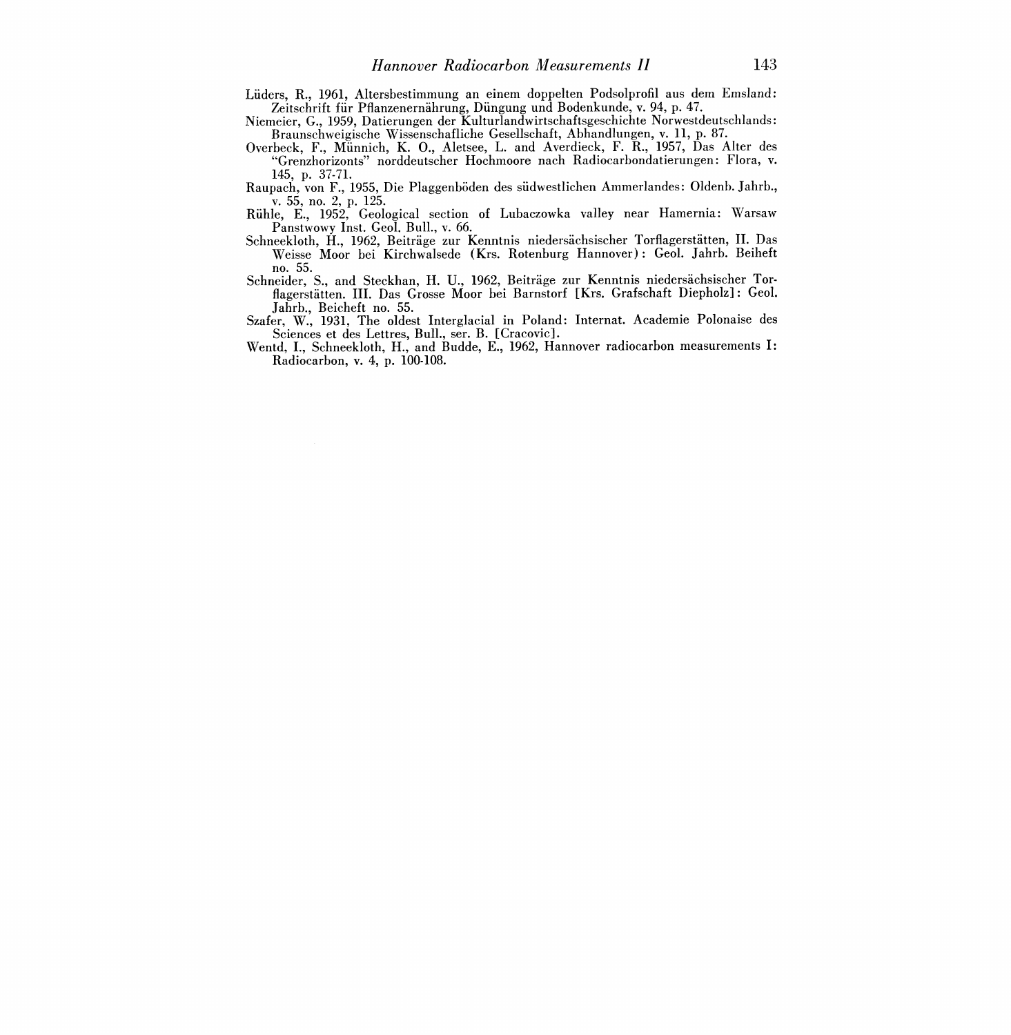Lüders, R., 1961, Altersbestimmung an einem doppelten Podsolprofil aus dem Emsland: Zeitschrift für Pflanzenernährung, Düngung und Bodenkunde, v. 94, p. 47.

Niemeier, G., 1959, Datierungen der Kulturlandwirtschaftsgeschichte Norwestdeutschlands: Braunschweigische Wissenschafliche Gesellschaft, Abhandlungen, v. 11, p. 87.

Overbeck, F., Münnich, K. O., Aletsee, L. and Averdieck, F. R., 1957, Das Alter des "Grenzhorizonts" norddeutscher Hochmoore nach Radiocarbondatierungen: Flora, v. 145, p. 37-71.

Raupach, von F., 1955, Die Plaggenböden des südwestlichen Ammerlandes: Oldenb. Jahrb., v. 55, no. 2, p. 125.

Rühle, E., 1952, Geological section of Lubaczowka valley near Hamernia: Warsaw Panstwowy Inst. Geol. Bull., v. 66.

Schneekloth, H., 1962, Beiträge zur Kenntnis niedersächsischer Torflagerstätten, II. Das Weisse Moor bei Kirchwalsede (Krs. Rotenburg Hannover): Geol. Jahrb. Beiheft no. 55.

Schneider, S., and Steckhan, H. U., 1962, Beiträge zur Kenntnis niedersächsischer Torflagerstätten. III. Das Grosse Moor bei Barnstorf [Krs. Grafschaft Diepholz]: Geol. Jahrb., Beicheft no. 55.

Szafer, W., 1931, The oldest Interglacial in Poland: Internat. Academie Polonaise des Sciences et des Lettres, Bull., ser. B. [Cracovic].

Wendt, I., Schneekloth, H., and Budde, E., 1962, Hannover radiocarbon measurements I: Radiocarbon, v. 4, p. 100-108.